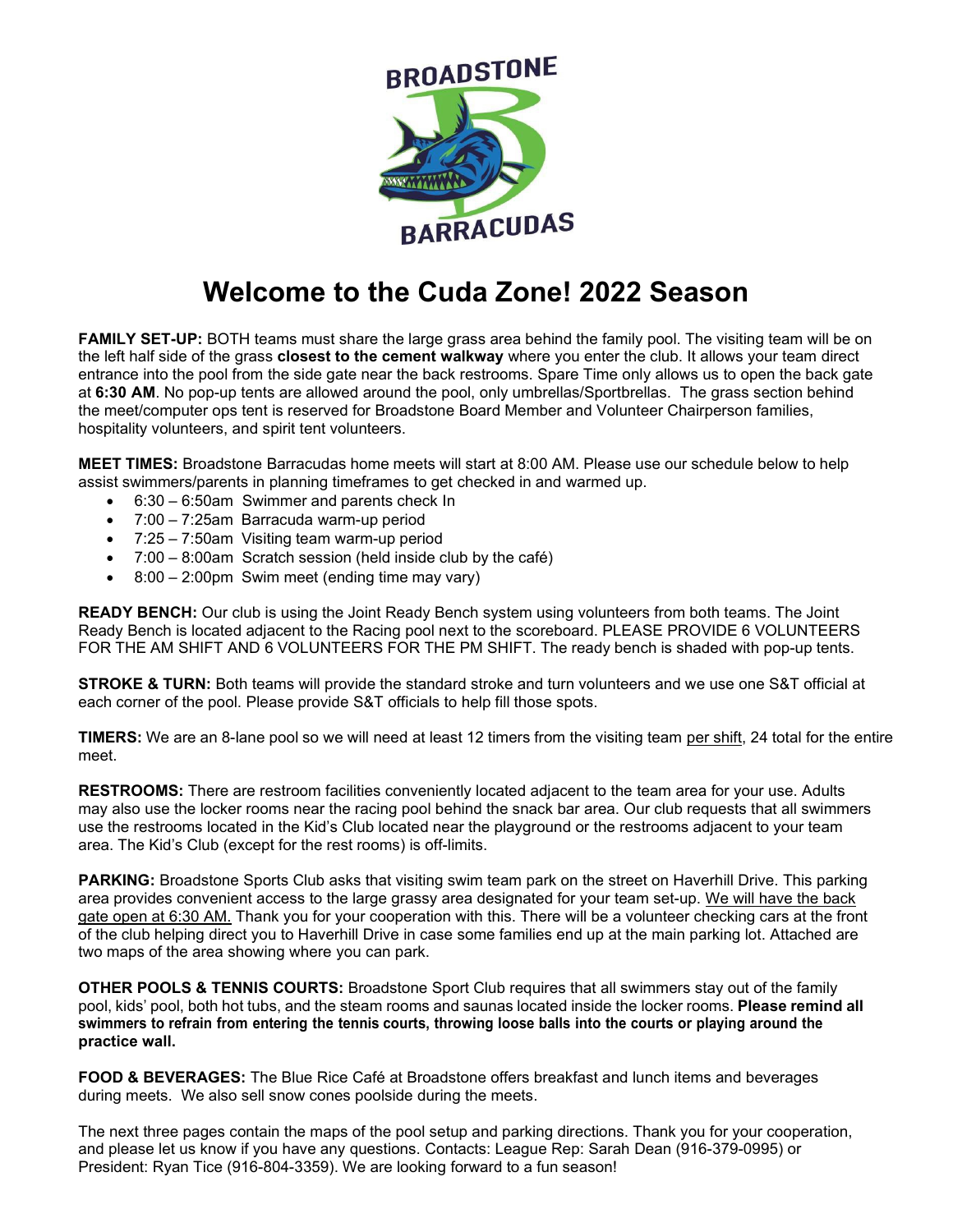# Welcome to the Cuda Zone! 2022 Season

**FAMILY SET-UP:** BOTH teams must share the large grass area behind the family pool. The visiting team will be on the left half side of the grass **closest to the cement walkway** where you enter the club. It allows your team direct entrance into the pool from the side gate near the back restrooms. Spare Time only allows us to open the back gate at **6:30 AM**. No pop-up tents are allowed around the pool, only umbrellas/Sportbrellas. The grass section behind the meet/computer ops tent is reserved for Broadstone Board Member and Volunteer Chairperson families, hospitality volunteers, and spirit tent volunteers.

**MEET TIMES:** Broadstone Barracudas home meets will start at 8:00 AM. Please use our schedule below to help assist swimmers/parents in planning timeframes to get checked in and warmed up.

- 6:30 – 6:50am Swimmer and parents check In
- 7:00 – 7:25am Barracuda warm-up period
- 7:25 – 7:50am Visiting team warm-up period
- 7:00 – 8:00am Scratch session (held inside club by the café)
- 8:00 – 2:00pm Swim meet (ending time may vary)

**READY BENCH:** Our club is using the Joint Ready Bench system using volunteers from both teams. The Joint Ready Bench is located adjacent to the Racing pool next to the scoreboard. PLEASE PROVIDE 6 VOLUNTEERS FOR THE AM SHIFT AND 6 VOLUNTEERS FOR THE PM SHIFT. The ready bench is shaded with pop-up tents.

**STROKE & TURN:** Both teams will provide the standard stroke and turn volunteers and we use one S&T official at each corner of the pool. Please provide S&T officials to help fill those spots.

**TIMERS:** We are an 8-lane pool so we will need at least 12 timers from the visiting team per shift, 24 total for the entire meet.

**RESTROOMS:** There are restroom facilities conveniently located adjacent to the team area for your use. Adults may also use the locker rooms near the racing pool behind the snack bar area. Our club requests that all swimmers use the restrooms located in the Kid's Club located near the playground or the restrooms adjacent to your team area. The Kid's Club (except for the rest rooms) is off-limits.

**PARKING:** Broadstone Sports Club asks that visiting swim team park on the street on Haverhill Drive. This parking area provides convenient access to the large grassy area designated for your team set-up. We will have the back gate open at 6:30 AM. Thank you for your cooperation with this. There will be a volunteer checking cars at the front of the club helping direct you to Haverhill Drive in case some families end up at the main parking lot. Attached are two maps of the area showing where you can park.

**OTHER POOLS & TENNIS COURTS:** Broadstone Sport Club requires that all swimmers stay out of the family pool, kids' pool, both hot tubs, and the steam rooms and saunas located inside the locker rooms. **Please remind all swimmers to refrain from entering the tennis courts, throwing loose balls into the courts or playing around the practice wall.**

**FOOD & BEVERAGES:** The Blue Rice Café at Broadstone offers breakfast and lunch items and beverages during meets. We also sell snow cones poolside during the meets.

The next three pages contain the maps of the pool setup and parking directions. Thank you for your cooperation, and please let us know if you have any questions. Contacts: League Rep: Sarah Dean (916-379-0995) or President: Ryan Tice (916-804-3359). We are looking forward to a fun season!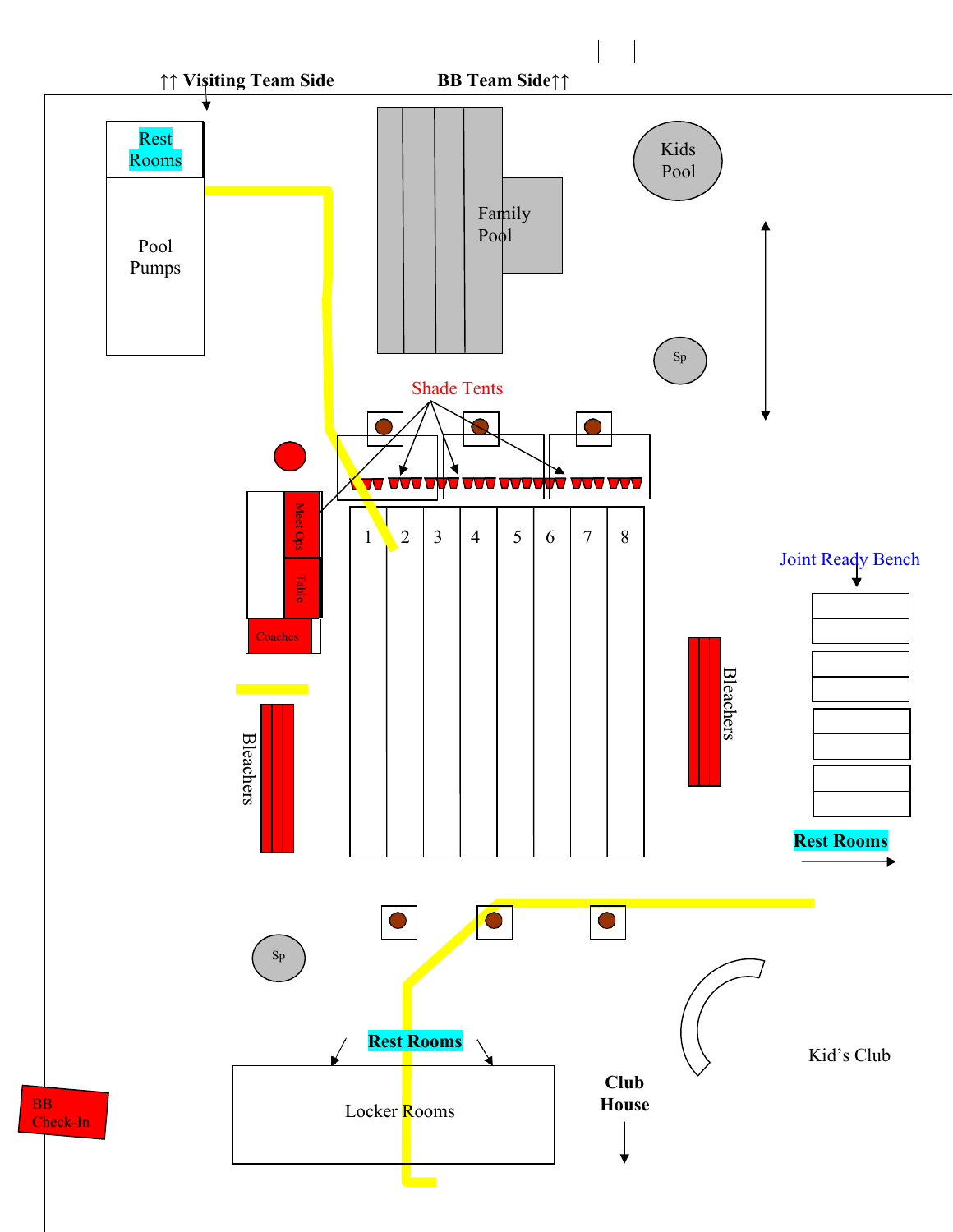↑↑ Visiting Team Side

BB Team Side↑↑

Rest Rooms

Pool Pumps

Family Pool

Kids Pool

Sp

Shade Tents

Meet Ops

Table

Coaches

1 2 3 4 5 6 7 8

Joint Ready Bench

Bleachers

Bleachers

Rest Rooms

Sp

Rest Rooms

Locker Rooms

Club House

Kid's Club

BB Check-In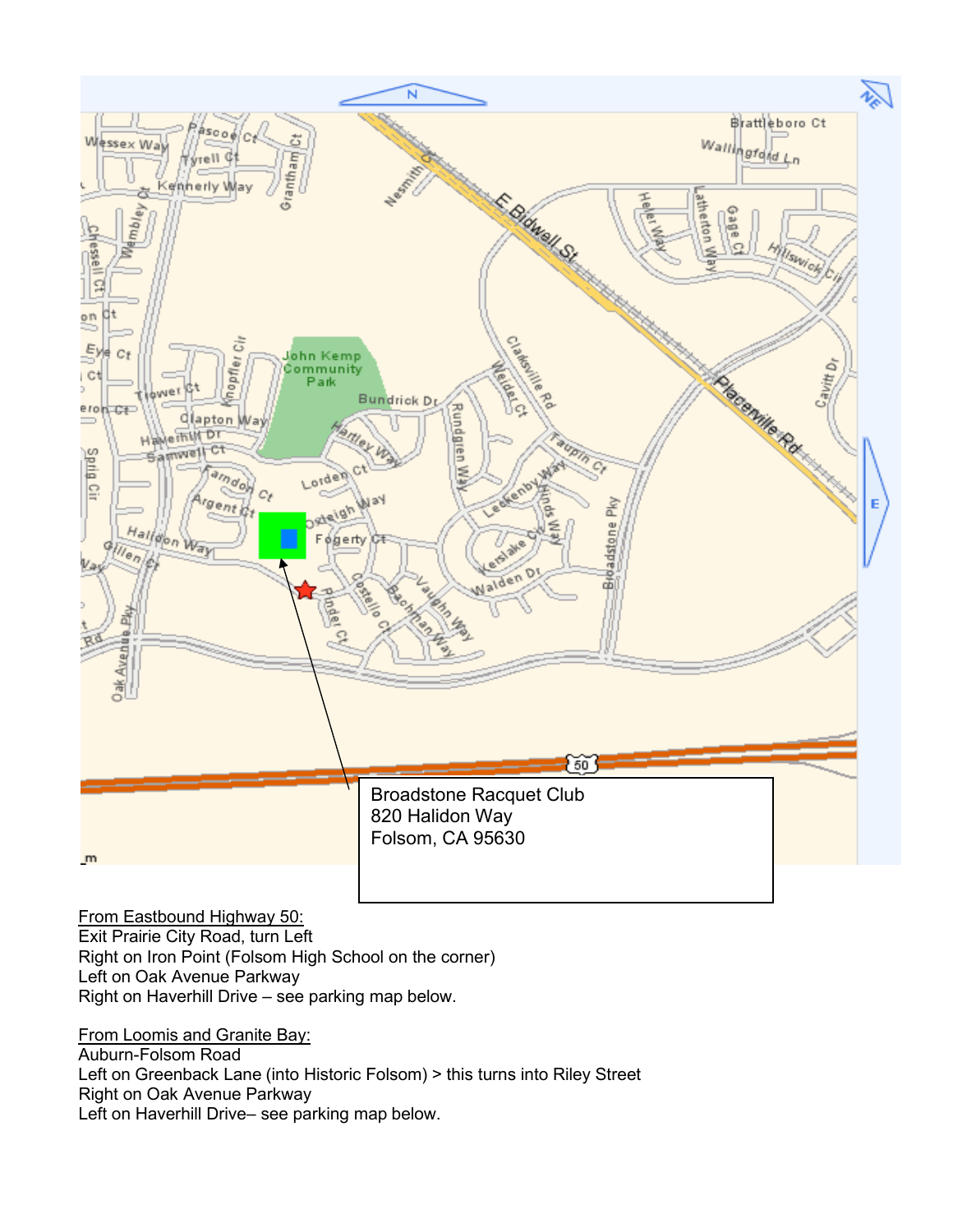Broadstone Racquet Club
820 Halidon Way
Folsom, CA 95630

From Eastbound Highway 50:
Exit Prairie City Road, turn Left
Right on Iron Point (Folsom High School on the corner)
Left on Oak Avenue Parkway
Right on Haverhill Drive – see parking map below.

From Loomis and Granite Bay:
Auburn-Folsom Road
Left on Greenback Lane (into Historic Folsom) > this turns into Riley Street
Right on Oak Avenue Parkway
Left on Haverhill Drive– see parking map below.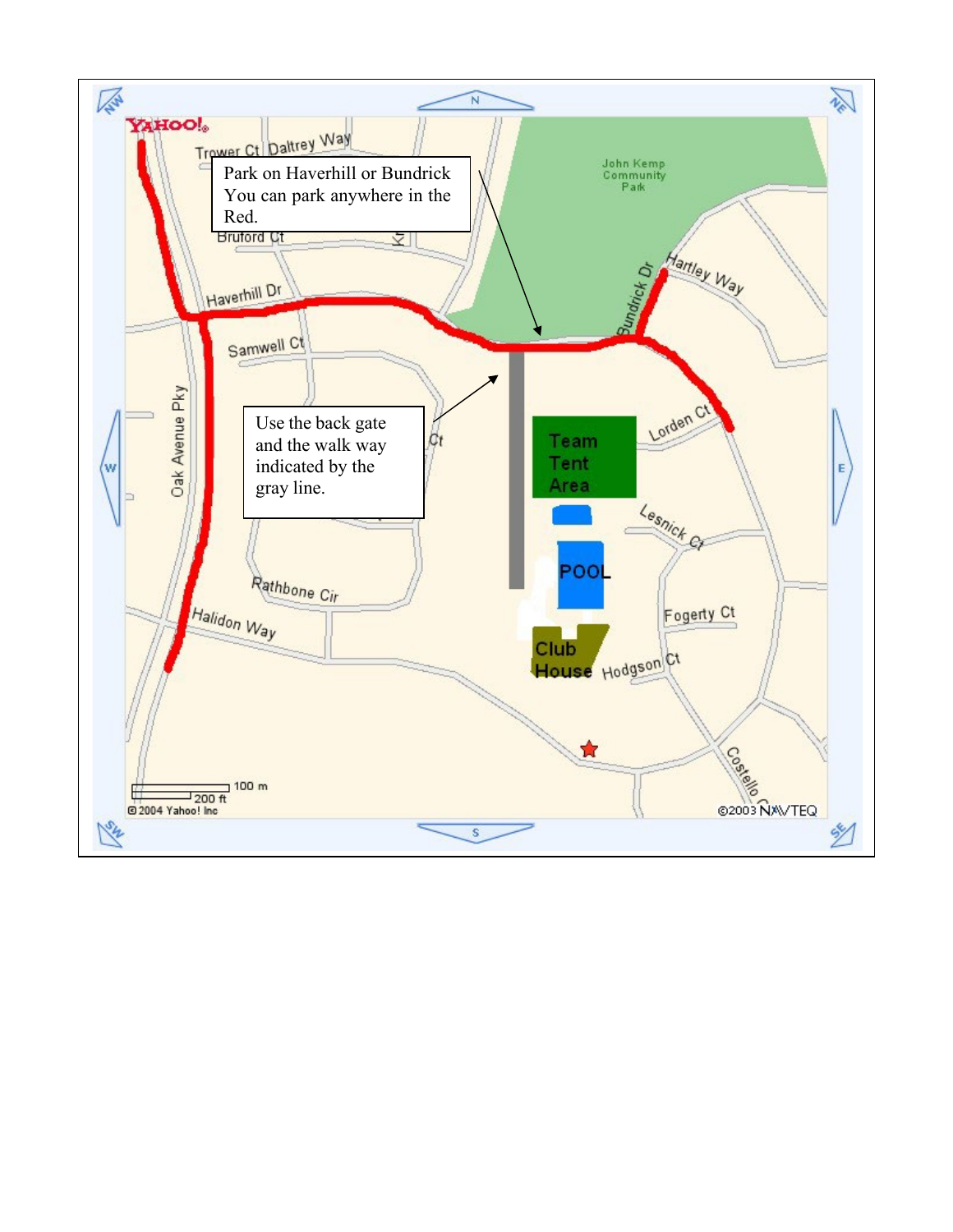Park on Haverhill or Bundrick
You can park anywhere in the Red.

Use the back gate and the walk way indicated by the gray line.